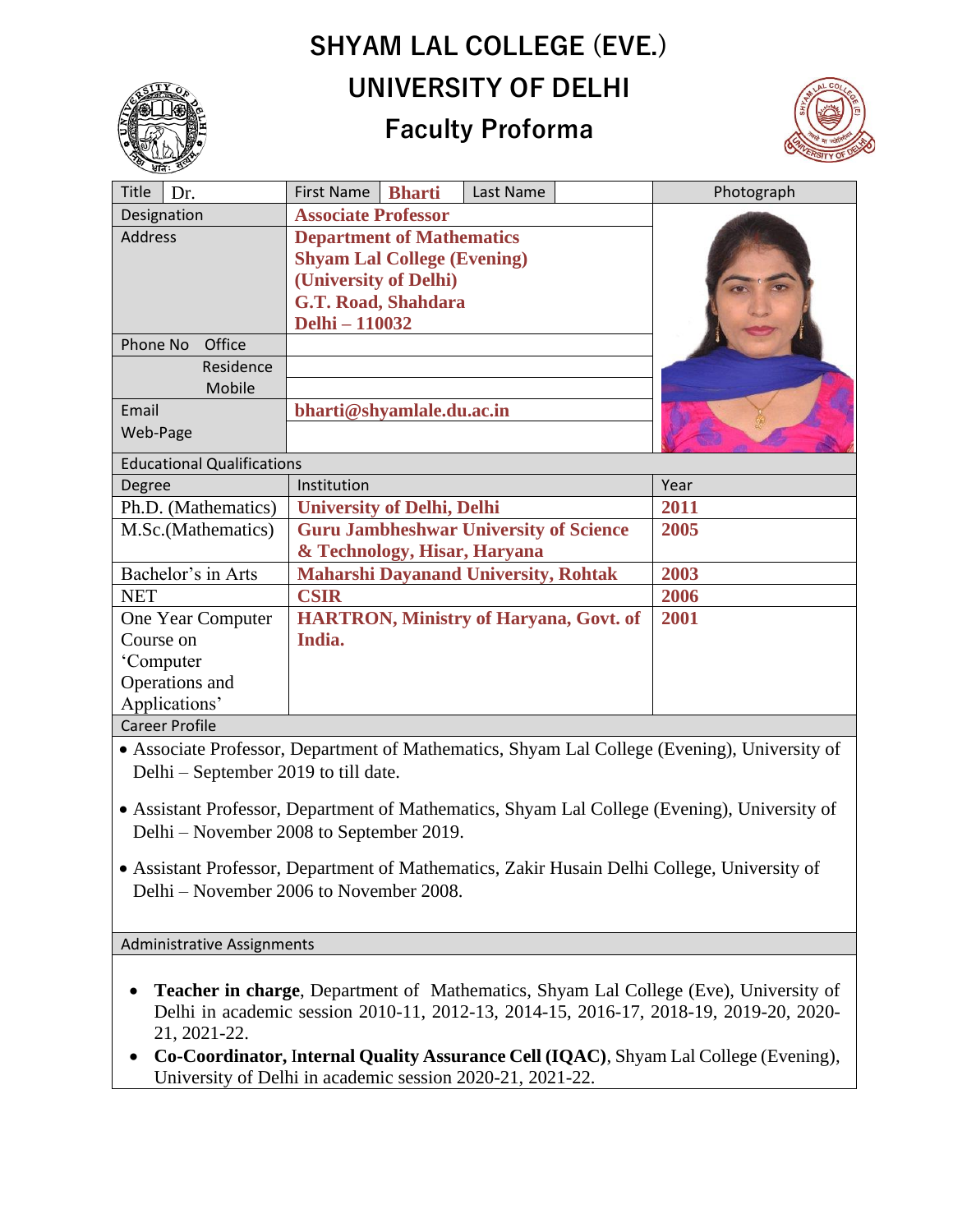# SHYAM LAL COLLEGE (EVE.)

## UNIVERSITY OF DELHI

### Faculty Proforma

| Title | Dr. | First Name | Bharti | Last Name | | Photograph |
|---|---|---|---|---|---|---|
| Designation | | Associate Professor | | | | |
| Address | | Department of Mathematics<br>Shyam Lal College (Evening)<br>(University of Delhi)<br>G.T. Road, Shahdara<br>Delhi – 110032 | | | | |
| Phone No | Office | | | | | |
| | Residence | | | | | |
| | Mobile | | | | | |
| Email | | bharti@shyamlale.du.ac.in | | | | |
| Web-Page | | | | | | |

**Educational Qualifications**

| Degree | Institution | Year |
|---|---|---|
| Ph.D. (Mathematics) | University of Delhi, Delhi | 2011 |
| M.Sc.(Mathematics) | Guru Jambheshwar University of Science & Technology, Hisar, Haryana | 2005 |
| Bachelor's in Arts | Maharshi Dayanand University, Rohtak | 2003 |
| NET | CSIR | 2006 |
| One Year Computer Course on 'Computer Operations and Applications' | HARTRON, Ministry of Haryana, Govt. of India. | 2001 |

**Career Profile**

- Associate Professor, Department of Mathematics, Shyam Lal College (Evening), University of Delhi – September 2019 to till date.
- Assistant Professor, Department of Mathematics, Shyam Lal College (Evening), University of Delhi – November 2008 to September 2019.
- Assistant Professor, Department of Mathematics, Zakir Husain Delhi College, University of Delhi – November 2006 to November 2008.

**Administrative Assignments**

- **Teacher in charge**, Department of Mathematics, Shyam Lal College (Eve), University of Delhi in academic session 2010-11, 2012-13, 2014-15, 2016-17, 2018-19, 2019-20, 2020-21, 2021-22.
- **Co-Coordinator, Internal Quality Assurance Cell (IQAC)**, Shyam Lal College (Evening), University of Delhi in academic session 2020-21, 2021-22.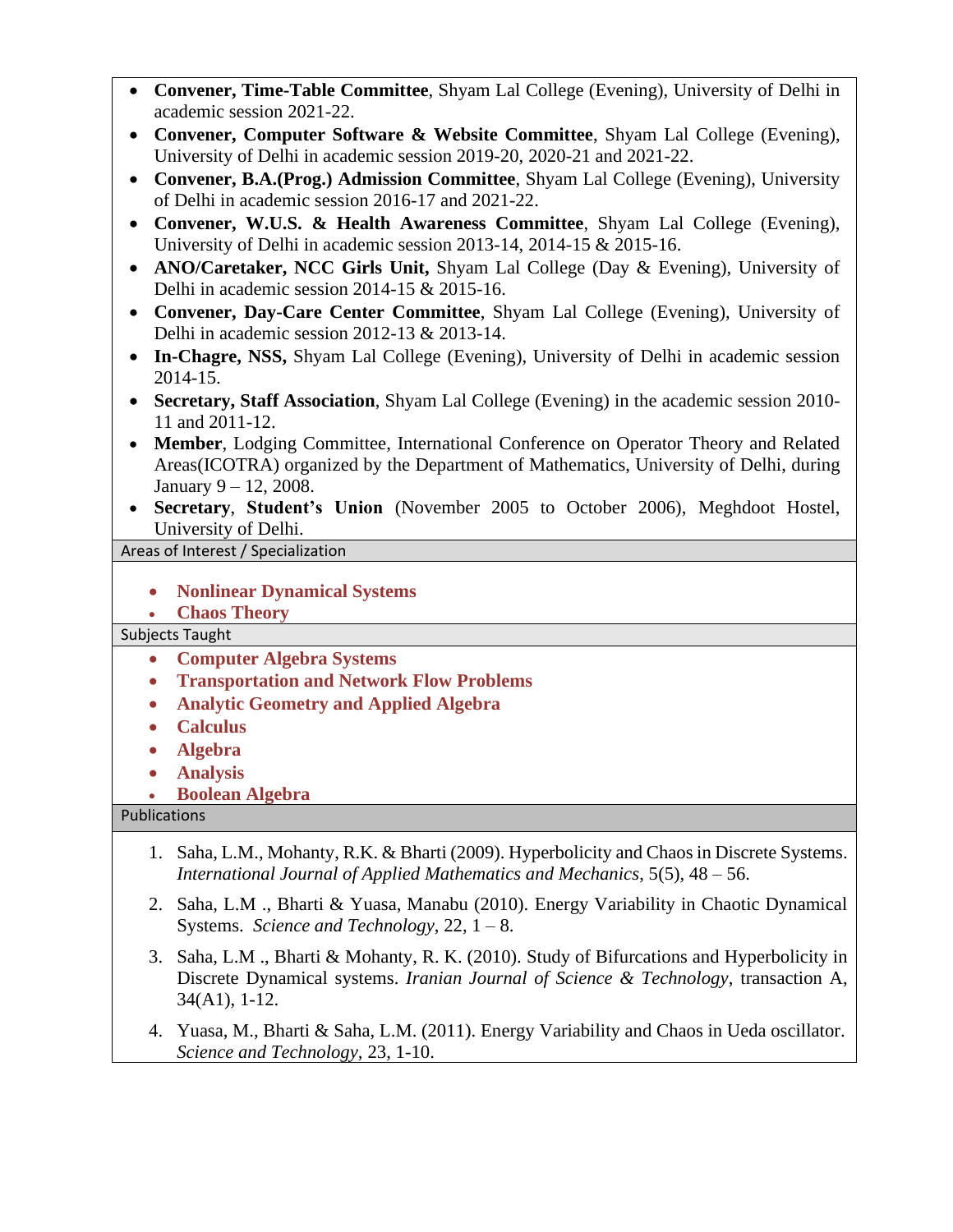- **Convener, Time-Table Committee**, Shyam Lal College (Evening), University of Delhi in academic session 2021-22.
- **Convener, Computer Software & Website Committee**, Shyam Lal College (Evening), University of Delhi in academic session 2019-20, 2020-21 and 2021-22.
- **Convener, B.A.(Prog.) Admission Committee**, Shyam Lal College (Evening), University of Delhi in academic session 2016-17 and 2021-22.
- **Convener, W.U.S. & Health Awareness Committee**, Shyam Lal College (Evening), University of Delhi in academic session 2013-14, 2014-15 & 2015-16.
- **ANO/Caretaker, NCC Girls Unit,** Shyam Lal College (Day & Evening), University of Delhi in academic session 2014-15 & 2015-16.
- **Convener, Day-Care Center Committee**, Shyam Lal College (Evening), University of Delhi in academic session 2012-13 & 2013-14.
- **In-Chagre, NSS,** Shyam Lal College (Evening), University of Delhi in academic session 2014-15.
- **Secretary, Staff Association**, Shyam Lal College (Evening) in the academic session 2010-11 and 2011-12.
- **Member**, Lodging Committee, International Conference on Operator Theory and Related Areas(ICOTRA) organized by the Department of Mathematics, University of Delhi, during January 9 – 12, 2008.
- **Secretary**, **Student's Union** (November 2005 to October 2006), Meghdoot Hostel, University of Delhi.

## Areas of Interest / Specialization

- **Nonlinear Dynamical Systems**
- **Chaos Theory**

## Subjects Taught

- **Computer Algebra Systems**
- **Transportation and Network Flow Problems**
- **Analytic Geometry and Applied Algebra**
- **Calculus**
- **Algebra**
- **Analysis**
- **Boolean Algebra**

## Publications

1. Saha, L.M., Mohanty, R.K. & Bharti (2009). Hyperbolicity and Chaos in Discrete Systems. *International Journal of Applied Mathematics and Mechanics*, 5(5), 48 – 56.
2. Saha, L.M ., Bharti & Yuasa, Manabu (2010). Energy Variability in Chaotic Dynamical Systems. *Science and Technology*, 22, 1 – 8.
3. Saha, L.M ., Bharti & Mohanty, R. K. (2010). Study of Bifurcations and Hyperbolicity in Discrete Dynamical systems. *Iranian Journal of Science & Technology*, transaction A, 34(A1), 1-12.
4. Yuasa, M., Bharti & Saha, L.M. (2011). Energy Variability and Chaos in Ueda oscillator. *Science and Technology*, 23, 1-10.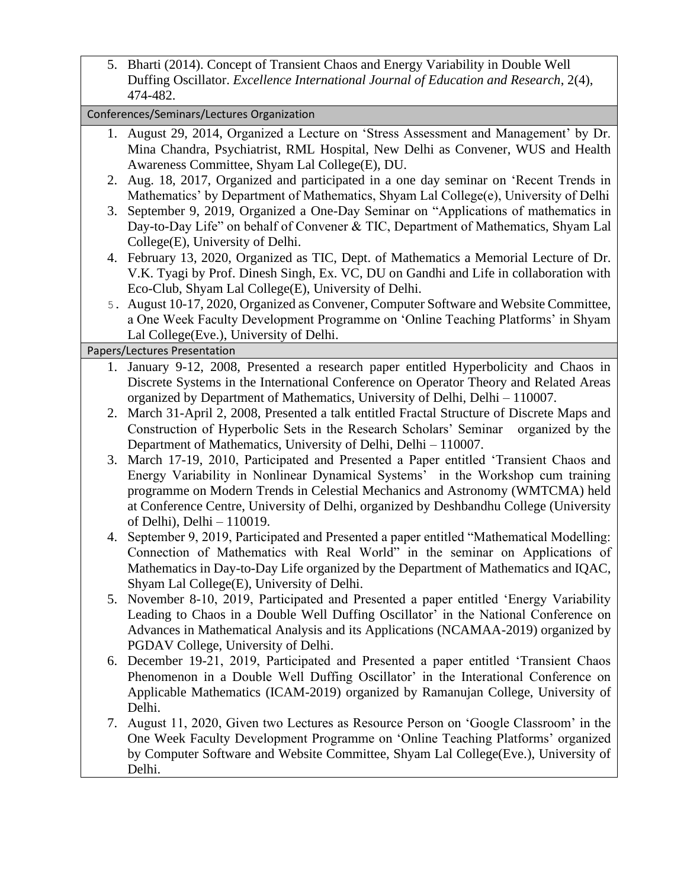5. Bharti (2014). Concept of Transient Chaos and Energy Variability in Double Well Duffing Oscillator. *Excellence International Journal of Education and Research*, 2(4), 474-482.

### Conferences/Seminars/Lectures Organization

1. August 29, 2014, Organized a Lecture on 'Stress Assessment and Management' by Dr. Mina Chandra, Psychiatrist, RML Hospital, New Delhi as Convener, WUS and Health Awareness Committee, Shyam Lal College(E), DU.
2. Aug. 18, 2017, Organized and participated in a one day seminar on 'Recent Trends in Mathematics' by Department of Mathematics, Shyam Lal College(e), University of Delhi
3. September 9, 2019, Organized a One-Day Seminar on "Applications of mathematics in Day-to-Day Life" on behalf of Convener & TIC, Department of Mathematics, Shyam Lal College(E), University of Delhi.
4. February 13, 2020, Organized as TIC, Dept. of Mathematics a Memorial Lecture of Dr. V.K. Tyagi by Prof. Dinesh Singh, Ex. VC, DU on Gandhi and Life in collaboration with Eco-Club, Shyam Lal College(E), University of Delhi.
5. August 10-17, 2020, Organized as Convener, Computer Software and Website Committee, a One Week Faculty Development Programme on 'Online Teaching Platforms' in Shyam Lal College(Eve.), University of Delhi.

### Papers/Lectures Presentation

1. January 9-12, 2008, Presented a research paper entitled Hyperbolicity and Chaos in Discrete Systems in the International Conference on Operator Theory and Related Areas organized by Department of Mathematics, University of Delhi, Delhi – 110007.
2. March 31-April 2, 2008, Presented a talk entitled Fractal Structure of Discrete Maps and Construction of Hyperbolic Sets in the Research Scholars' Seminar organized by the Department of Mathematics, University of Delhi, Delhi – 110007.
3. March 17-19, 2010, Participated and Presented a Paper entitled 'Transient Chaos and Energy Variability in Nonlinear Dynamical Systems' in the Workshop cum training programme on Modern Trends in Celestial Mechanics and Astronomy (WMTCMA) held at Conference Centre, University of Delhi, organized by Deshbandhu College (University of Delhi), Delhi – 110019.
4. September 9, 2019, Participated and Presented a paper entitled "Mathematical Modelling: Connection of Mathematics with Real World" in the seminar on Applications of Mathematics in Day-to-Day Life organized by the Department of Mathematics and IQAC, Shyam Lal College(E), University of Delhi.
5. November 8-10, 2019, Participated and Presented a paper entitled 'Energy Variability Leading to Chaos in a Double Well Duffing Oscillator' in the National Conference on Advances in Mathematical Analysis and its Applications (NCAMAA-2019) organized by PGDAV College, University of Delhi.
6. December 19-21, 2019, Participated and Presented a paper entitled 'Transient Chaos Phenomenon in a Double Well Duffing Oscillator' in the Interational Conference on Applicable Mathematics (ICAM-2019) organized by Ramanujan College, University of Delhi.
7. August 11, 2020, Given two Lectures as Resource Person on 'Google Classroom' in the One Week Faculty Development Programme on 'Online Teaching Platforms' organized by Computer Software and Website Committee, Shyam Lal College(Eve.), University of Delhi.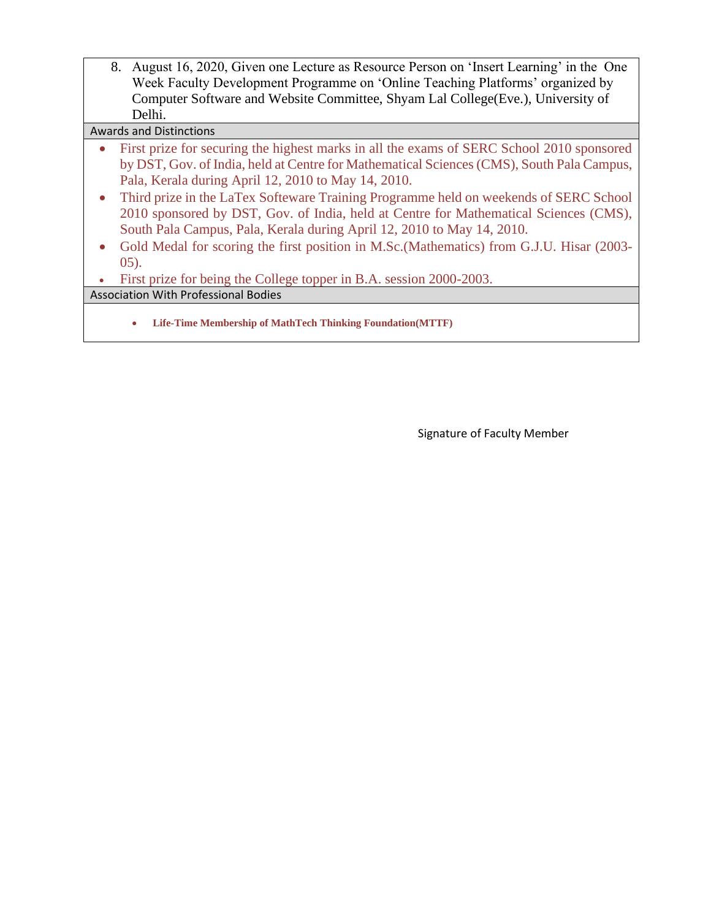8. August 16, 2020, Given one Lecture as Resource Person on 'Insert Learning' in the One Week Faculty Development Programme on 'Online Teaching Platforms' organized by Computer Software and Website Committee, Shyam Lal College(Eve.), University of Delhi.

## Awards and Distinctions

- First prize for securing the highest marks in all the exams of SERC School 2010 sponsored by DST, Gov. of India, held at Centre for Mathematical Sciences (CMS), South Pala Campus, Pala, Kerala during April 12, 2010 to May 14, 2010.
- Third prize in the LaTex Softeware Training Programme held on weekends of SERC School 2010 sponsored by DST, Gov. of India, held at Centre for Mathematical Sciences (CMS), South Pala Campus, Pala, Kerala during April 12, 2010 to May 14, 2010.
- Gold Medal for scoring the first position in M.Sc.(Mathematics) from G.J.U. Hisar (2003-05).
- First prize for being the College topper in B.A. session 2000-2003.

## Association With Professional Bodies

- **Life-Time Membership of MathTech Thinking Foundation(MTTF)**

Signature of Faculty Member